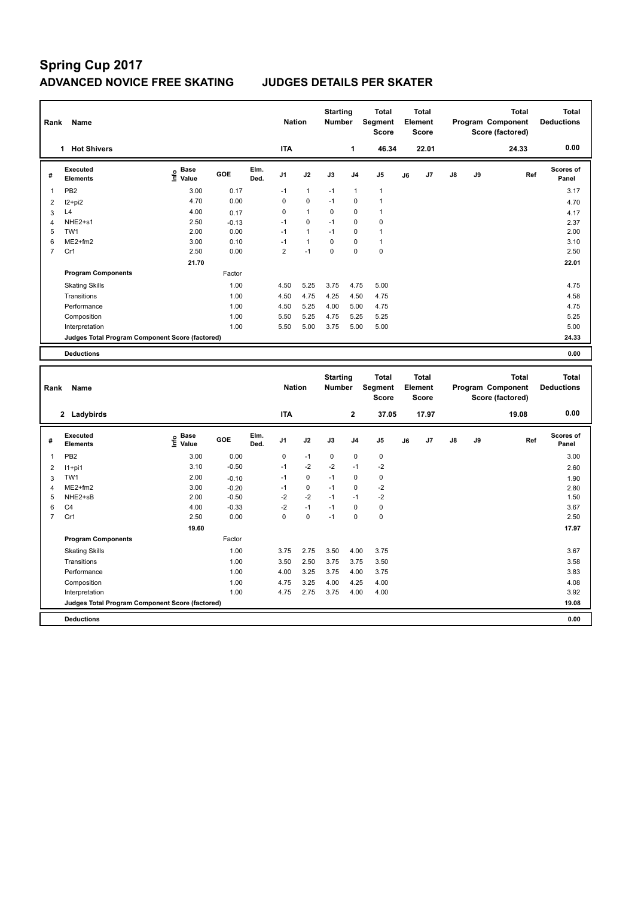# Spring Cup 2017

## ADVANCED NOVICE FREE SKATING JUDGES DETAILS PER SKATER

| Rank | Name | Nation | Starting Number | Total Segment Score | Total Element Score | Total Program Component Score (factored) | Total Deductions |
|---|---|---|---|---|---|---|---|
| 1 | Hot Shivers | ITA | 1 | 46.34 | 22.01 | 24.33 | 0.00 |

| # | Executed Elements | Info | Base Value | GOE | Elm. Ded. | J1 | J2 | J3 | J4 | J5 | J6 | J7 | J8 | J9 | Ref | Scores of Panel |
|---|---|---|---|---|---|---|---|---|---|---|---|---|---|---|---|---|
| 1 | PB2 | | 3.00 | 0.17 | | -1 | 1 | -1 | 1 | 1 | | | | | | 3.17 |
| 2 | I2+pi2 | | 4.70 | 0.00 | | 0 | 0 | -1 | 0 | 1 | | | | | | 4.70 |
| 3 | L4 | | 4.00 | 0.17 | | 0 | 1 | 0 | 0 | 1 | | | | | | 4.17 |
| 4 | NHE2+s1 | | 2.50 | -0.13 | | -1 | 0 | -1 | 0 | 0 | | | | | | 2.37 |
| 5 | TW1 | | 2.00 | 0.00 | | -1 | 1 | -1 | 0 | 1 | | | | | | 2.00 |
| 6 | ME2+fm2 | | 3.00 | 0.10 | | -1 | 1 | 0 | 0 | 1 | | | | | | 3.10 |
| 7 | Cr1 | | 2.50 | 0.00 | | 2 | -1 | 0 | 0 | 0 | | | | | | 2.50 |
| | | | 21.70 | | | | | | | | | | | | | 22.01 |
| | **Program Components** | | | Factor | | | | | | | | | | | | |
| | Skating Skills | | | 1.00 | | 4.50 | 5.25 | 3.75 | 4.75 | 5.00 | | | | | | 4.75 |
| | Transitions | | | 1.00 | | 4.50 | 4.75 | 4.25 | 4.50 | 4.75 | | | | | | 4.58 |
| | Performance | | | 1.00 | | 4.50 | 5.25 | 4.00 | 5.00 | 4.75 | | | | | | 4.75 |
| | Composition | | | 1.00 | | 5.50 | 5.25 | 4.75 | 5.25 | 5.25 | | | | | | 5.25 |
| | Interpretation | | | 1.00 | | 5.50 | 5.00 | 3.75 | 5.00 | 5.00 | | | | | | 5.00 |
| | Judges Total Program Component Score (factored) | | | | | | | | | | | | | | | 24.33 |
| | **Deductions** | | | | | | | | | | | | | | | 0.00 |

| Rank | Name | Nation | Starting Number | Total Segment Score | Total Element Score | Total Program Component Score (factored) | Total Deductions |
|---|---|---|---|---|---|---|---|
| 2 | Ladybirds | ITA | 2 | 37.05 | 17.97 | 19.08 | 0.00 |

| # | Executed Elements | Info | Base Value | GOE | Elm. Ded. | J1 | J2 | J3 | J4 | J5 | J6 | J7 | J8 | J9 | Ref | Scores of Panel |
|---|---|---|---|---|---|---|---|---|---|---|---|---|---|---|---|---|
| 1 | PB2 | | 3.00 | 0.00 | | 0 | -1 | 0 | 0 | 0 | | | | | | 3.00 |
| 2 | I1+pi1 | | 3.10 | -0.50 | | -1 | -2 | -2 | -1 | -2 | | | | | | 2.60 |
| 3 | TW1 | | 2.00 | -0.10 | | -1 | 0 | -1 | 0 | 0 | | | | | | 1.90 |
| 4 | ME2+fm2 | | 3.00 | -0.20 | | -1 | 0 | -1 | 0 | -2 | | | | | | 2.80 |
| 5 | NHE2+sB | | 2.00 | -0.50 | | -2 | -2 | -1 | -1 | -2 | | | | | | 1.50 |
| 6 | C4 | | 4.00 | -0.33 | | -2 | -1 | -1 | 0 | 0 | | | | | | 3.67 |
| 7 | Cr1 | | 2.50 | 0.00 | | 0 | 0 | -1 | 0 | 0 | | | | | | 2.50 |
| | | | 19.60 | | | | | | | | | | | | | 17.97 |
| | **Program Components** | | | Factor | | | | | | | | | | | | |
| | Skating Skills | | | 1.00 | | 3.75 | 2.75 | 3.50 | 4.00 | 3.75 | | | | | | 3.67 |
| | Transitions | | | 1.00 | | 3.50 | 2.50 | 3.75 | 3.75 | 3.50 | | | | | | 3.58 |
| | Performance | | | 1.00 | | 4.00 | 3.25 | 3.75 | 4.00 | 3.75 | | | | | | 3.83 |
| | Composition | | | 1.00 | | 4.75 | 3.25 | 4.00 | 4.25 | 4.00 | | | | | | 4.08 |
| | Interpretation | | | 1.00 | | 4.75 | 2.75 | 3.75 | 4.00 | 4.00 | | | | | | 3.92 |
| | Judges Total Program Component Score (factored) | | | | | | | | | | | | | | | 19.08 |
| | **Deductions** | | | | | | | | | | | | | | | 0.00 |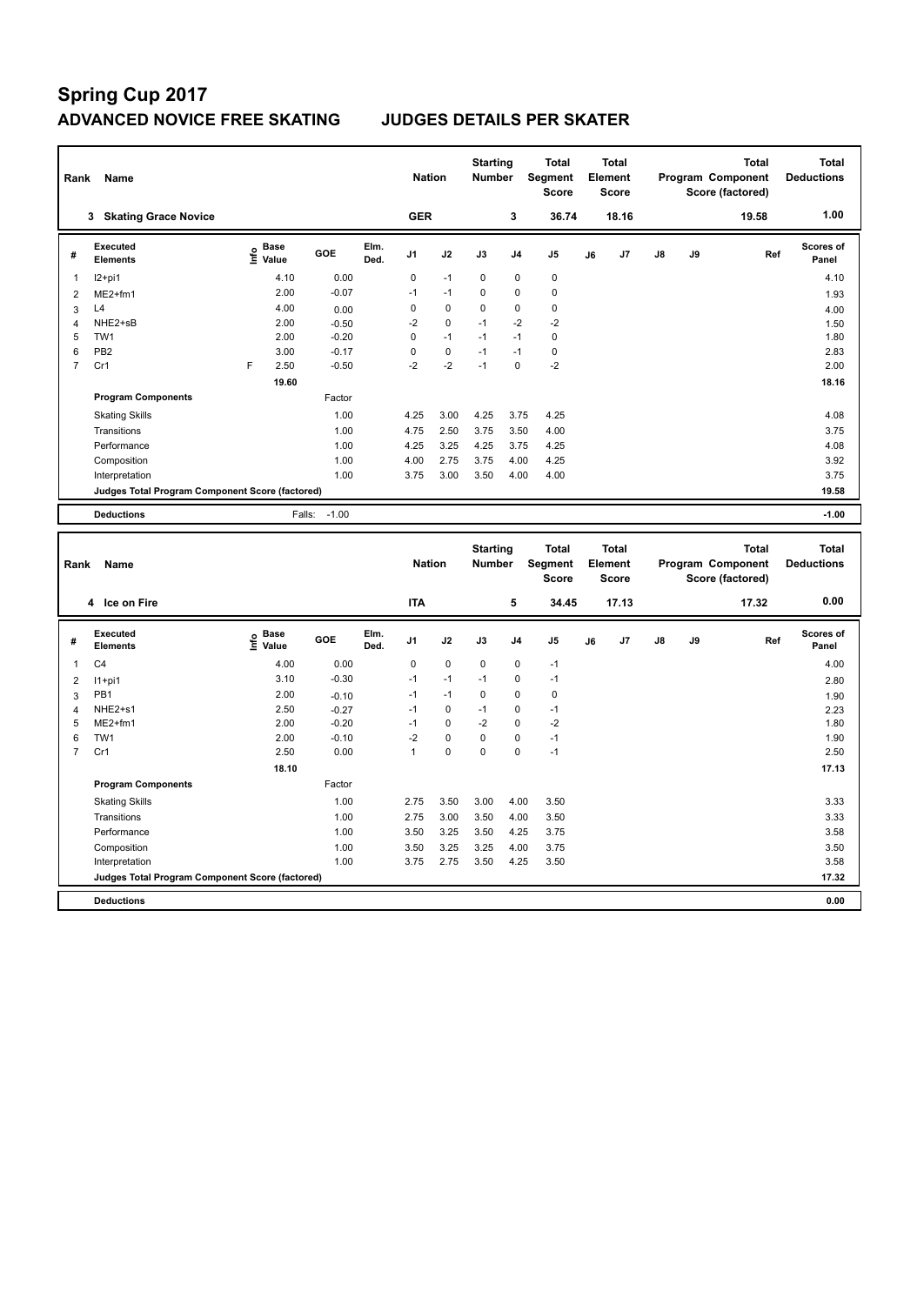# Spring Cup 2017

## ADVANCED NOVICE FREE SKATING JUDGES DETAILS PER SKATER

| Rank | Name | Nation | Starting Number | Total Segment Score | Total Element Score | Total Program Component Score (factored) | Total Deductions |
|---|---|---|---|---|---|---|---|
| 3 | Skating Grace Novice | GER | 3 | 36.74 | 18.16 | 19.58 | 1.00 |

| # | Executed Elements | Info | Base Value | GOE | Elm. Ded. | J1 | J2 | J3 | J4 | J5 | J6 | J7 | J8 | J9 | Ref | Scores of Panel |
|---|---|---|---|---|---|---|---|---|---|---|---|---|---|---|---|---|
| 1 | I2+pi1 | | 4.10 | 0.00 | | 0 | -1 | 0 | 0 | 0 | | | | | | 4.10 |
| 2 | ME2+fm1 | | 2.00 | -0.07 | | -1 | -1 | 0 | 0 | 0 | | | | | | 1.93 |
| 3 | L4 | | 4.00 | 0.00 | | 0 | 0 | 0 | 0 | 0 | | | | | | 4.00 |
| 4 | NHE2+sB | | 2.00 | -0.50 | | -2 | 0 | -1 | -2 | -2 | | | | | | 1.50 |
| 5 | TW1 | | 2.00 | -0.20 | | 0 | -1 | -1 | -1 | 0 | | | | | | 1.80 |
| 6 | PB2 | | 3.00 | -0.17 | | 0 | 0 | -1 | -1 | 0 | | | | | | 2.83 |
| 7 | Cr1 | F | 2.50 | -0.50 | | -2 | -2 | -1 | 0 | -2 | | | | | | 2.00 |
| | | | 19.60 | | | | | | | | | | | | | 18.16 |
| | **Program Components** | | | Factor | | | | | | | | | | | | |
| | Skating Skills | | | 1.00 | | 4.25 | 3.00 | 4.25 | 3.75 | 4.25 | | | | | | 4.08 |
| | Transitions | | | 1.00 | | 4.75 | 2.50 | 3.75 | 3.50 | 4.00 | | | | | | 3.75 |
| | Performance | | | 1.00 | | 4.25 | 3.25 | 4.25 | 3.75 | 4.25 | | | | | | 4.08 |
| | Composition | | | 1.00 | | 4.00 | 2.75 | 3.75 | 4.00 | 4.25 | | | | | | 3.92 |
| | Interpretation | | | 1.00 | | 3.75 | 3.00 | 3.50 | 4.00 | 4.00 | | | | | | 3.75 |
| | Judges Total Program Component Score (factored) | | | | | | | | | | | | | | | 19.58 |
| | **Deductions** | | Falls: | -1.00 | | | | | | | | | | | | -1.00 |

| Rank | Name | Nation | Starting Number | Total Segment Score | Total Element Score | Total Program Component Score (factored) | Total Deductions |
|---|---|---|---|---|---|---|---|
| 4 | Ice on Fire | ITA | 5 | 34.45 | 17.13 | 17.32 | 0.00 |

| # | Executed Elements | Info | Base Value | GOE | Elm. Ded. | J1 | J2 | J3 | J4 | J5 | J6 | J7 | J8 | J9 | Ref | Scores of Panel |
|---|---|---|---|---|---|---|---|---|---|---|---|---|---|---|---|---|
| 1 | C4 | | 4.00 | 0.00 | | 0 | 0 | 0 | 0 | -1 | | | | | | 4.00 |
| 2 | I1+pi1 | | 3.10 | -0.30 | | -1 | -1 | -1 | 0 | -1 | | | | | | 2.80 |
| 3 | PB1 | | 2.00 | -0.10 | | -1 | -1 | 0 | 0 | 0 | | | | | | 1.90 |
| 4 | NHE2+s1 | | 2.50 | -0.27 | | -1 | 0 | -1 | 0 | -1 | | | | | | 2.23 |
| 5 | ME2+fm1 | | 2.00 | -0.20 | | -1 | 0 | -2 | 0 | -2 | | | | | | 1.80 |
| 6 | TW1 | | 2.00 | -0.10 | | -2 | 0 | 0 | 0 | -1 | | | | | | 1.90 |
| 7 | Cr1 | | 2.50 | 0.00 | | 1 | 0 | 0 | 0 | -1 | | | | | | 2.50 |
| | | | 18.10 | | | | | | | | | | | | | 17.13 |
| | **Program Components** | | | Factor | | | | | | | | | | | | |
| | Skating Skills | | | 1.00 | | 2.75 | 3.50 | 3.00 | 4.00 | 3.50 | | | | | | 3.33 |
| | Transitions | | | 1.00 | | 2.75 | 3.00 | 3.50 | 4.00 | 3.50 | | | | | | 3.33 |
| | Performance | | | 1.00 | | 3.50 | 3.25 | 3.50 | 4.25 | 3.75 | | | | | | 3.58 |
| | Composition | | | 1.00 | | 3.50 | 3.25 | 3.25 | 4.00 | 3.75 | | | | | | 3.50 |
| | Interpretation | | | 1.00 | | 3.75 | 2.75 | 3.50 | 4.25 | 3.50 | | | | | | 3.58 |
| | Judges Total Program Component Score (factored) | | | | | | | | | | | | | | | 17.32 |
| | **Deductions** | | | | | | | | | | | | | | | 0.00 |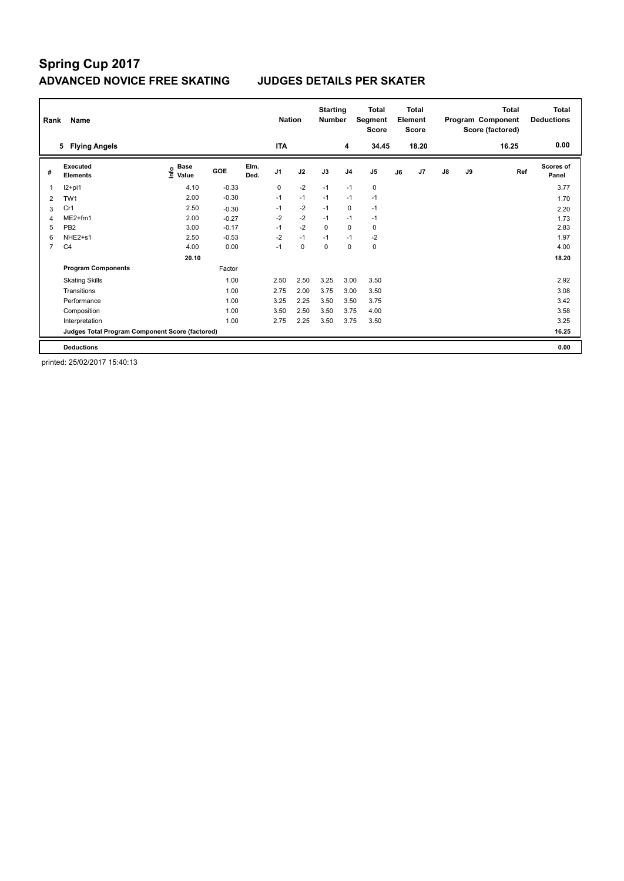# Spring Cup 2017

## ADVANCED NOVICE FREE SKATING    JUDGES DETAILS PER SKATER

| Rank | Name | Nation | Starting Number | Total Segment Score | Total Element Score | Total Program Component Score (factored) | Total Deductions |
|---|---|---|---|---|---|---|---|
| 5 | Flying Angels | ITA | 4 | 34.45 | 18.20 | 16.25 | 0.00 |

| # | Executed Elements | Info | Base Value | GOE | Elm. Ded. | J1 | J2 | J3 | J4 | J5 | J6 | J7 | J8 | J9 | Ref | Scores of Panel |
|---|---|---|---|---|---|---|---|---|---|---|---|---|---|---|---|---|
| 1 | I2+pi1 | | 4.10 | -0.33 | | 0 | -2 | -1 | -1 | 0 | | | | | | 3.77 |
| 2 | TW1 | | 2.00 | -0.30 | | -1 | -1 | -1 | -1 | -1 | | | | | | 1.70 |
| 3 | Cr1 | | 2.50 | -0.30 | | -1 | -2 | -1 | 0 | -1 | | | | | | 2.20 |
| 4 | ME2+fm1 | | 2.00 | -0.27 | | -2 | -2 | -1 | -1 | -1 | | | | | | 1.73 |
| 5 | PB2 | | 3.00 | -0.17 | | -1 | -2 | 0 | 0 | 0 | | | | | | 2.83 |
| 6 | NHE2+s1 | | 2.50 | -0.53 | | -2 | -1 | -1 | -1 | -2 | | | | | | 1.97 |
| 7 | C4 | | 4.00 | 0.00 | | -1 | 0 | 0 | 0 | 0 | | | | | | 4.00 |
| | | | 20.10 | | | | | | | | | | | | | 18.20 |
| | **Program Components** | | | Factor | | | | | | | | | | | | |
| | Skating Skills | | | 1.00 | | 2.50 | 2.50 | 3.25 | 3.00 | 3.50 | | | | | | 2.92 |
| | Transitions | | | 1.00 | | 2.75 | 2.00 | 3.75 | 3.00 | 3.50 | | | | | | 3.08 |
| | Performance | | | 1.00 | | 3.25 | 2.25 | 3.50 | 3.50 | 3.75 | | | | | | 3.42 |
| | Composition | | | 1.00 | | 3.50 | 2.50 | 3.50 | 3.75 | 4.00 | | | | | | 3.58 |
| | Interpretation | | | 1.00 | | 2.75 | 2.25 | 3.50 | 3.75 | 3.50 | | | | | | 3.25 |
| | **Judges Total Program Component Score (factored)** | | | | | | | | | | | | | | | 16.25 |
| | **Deductions** | | | | | | | | | | | | | | | 0.00 |

printed: 25/02/2017 15:40:13